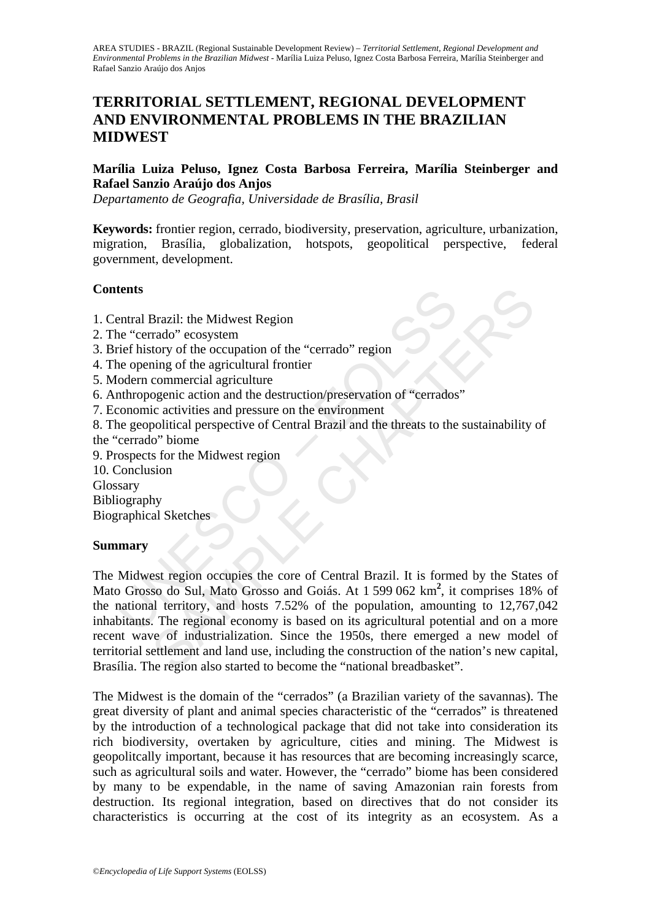# TERRITORIAL SETTLEMENT, REGIONAL DEVELOPMENT AND ENVIRONMENTAL PROBLEMS IN THE BRAZILIAN MIDWEST

**Marília Luiza Peluso, Ignez Costa Barbosa Ferreira, Marília Steinberger and Rafael Sanzio Araújo dos Anjos**

*Departamento de Geografia, Universidade de Brasília, Brasil*

**Keywords:** frontier region, cerrado, biodiversity, preservation, agriculture, urbanization, migration, Brasília, globalization, hotspots, geopolitical perspective, federal government, development.

## Contents

1. Central Brazil: the Midwest Region
2. The "cerrado" ecosystem
3. Brief history of the occupation of the "cerrado" region
4. The opening of the agricultural frontier
5. Modern commercial agriculture
6. Anthropogenic action and the destruction/preservation of "cerrados"
7. Economic activities and pressure on the environment
8. The geopolitical perspective of Central Brazil and the threats to the sustainability of the "cerrado" biome
9. Prospects for the Midwest region
10. Conclusion

Glossary
Bibliography
Biographical Sketches

## Summary

The Midwest region occupies the core of Central Brazil. It is formed by the States of Mato Grosso do Sul, Mato Grosso and Goiás. At 1 599 062 km$^2$, it comprises 18% of the national territory, and hosts 7.52% of the population, amounting to 12,767,042 inhabitants. The regional economy is based on its agricultural potential and on a more recent wave of industrialization. Since the 1950s, there emerged a new model of territorial settlement and land use, including the construction of the nation's new capital, Brasília. The region also started to become the "national breadbasket".

The Midwest is the domain of the "cerrados" (a Brazilian variety of the savannas). The great diversity of plant and animal species characteristic of the "cerrados" is threatened by the introduction of a technological package that did not take into consideration its rich biodiversity, overtaken by agriculture, cities and mining. The Midwest is geopolitcally important, because it has resources that are becoming increasingly scarce, such as agricultural soils and water. However, the "cerrado" biome has been considered by many to be expendable, in the name of saving Amazonian rain forests from destruction. Its regional integration, based on directives that do not consider its characteristics is occurring at the cost of its integrity as an ecosystem. As a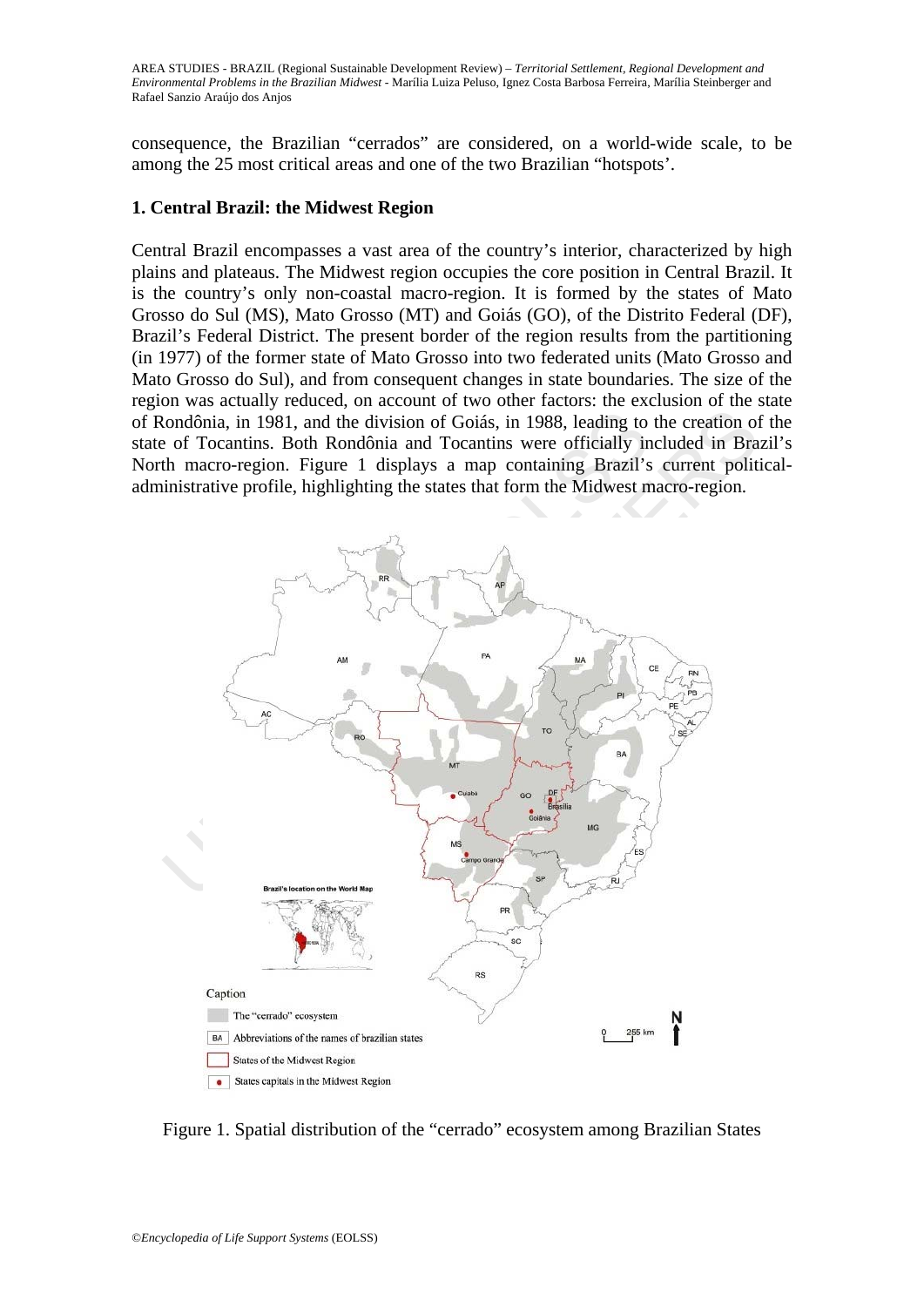consequence, the Brazilian “cerrados” are considered, on a world-wide scale, to be among the 25 most critical areas and one of the two Brazilian “hotspots’.

## 1. Central Brazil: the Midwest Region

Central Brazil encompasses a vast area of the country’s interior, characterized by high plains and plateaus. The Midwest region occupies the core position in Central Brazil. It is the country’s only non-coastal macro-region. It is formed by the states of Mato Grosso do Sul (MS), Mato Grosso (MT) and Goiás (GO), of the Distrito Federal (DF), Brazil’s Federal District. The present border of the region results from the partitioning (in 1977) of the former state of Mato Grosso into two federated units (Mato Grosso and Mato Grosso do Sul), and from consequent changes in state boundaries. The size of the region was actually reduced, on account of two other factors: the exclusion of the state of Rondônia, in 1981, and the division of Goiás, in 1988, leading to the creation of the state of Tocantins. Both Rondônia and Tocantins were officially included in Brazil’s North macro-region. Figure 1 displays a map containing Brazil’s current political-administrative profile, highlighting the states that form the Midwest macro-region.

Figure 1. Spatial distribution of the “cerrado” ecosystem among Brazilian States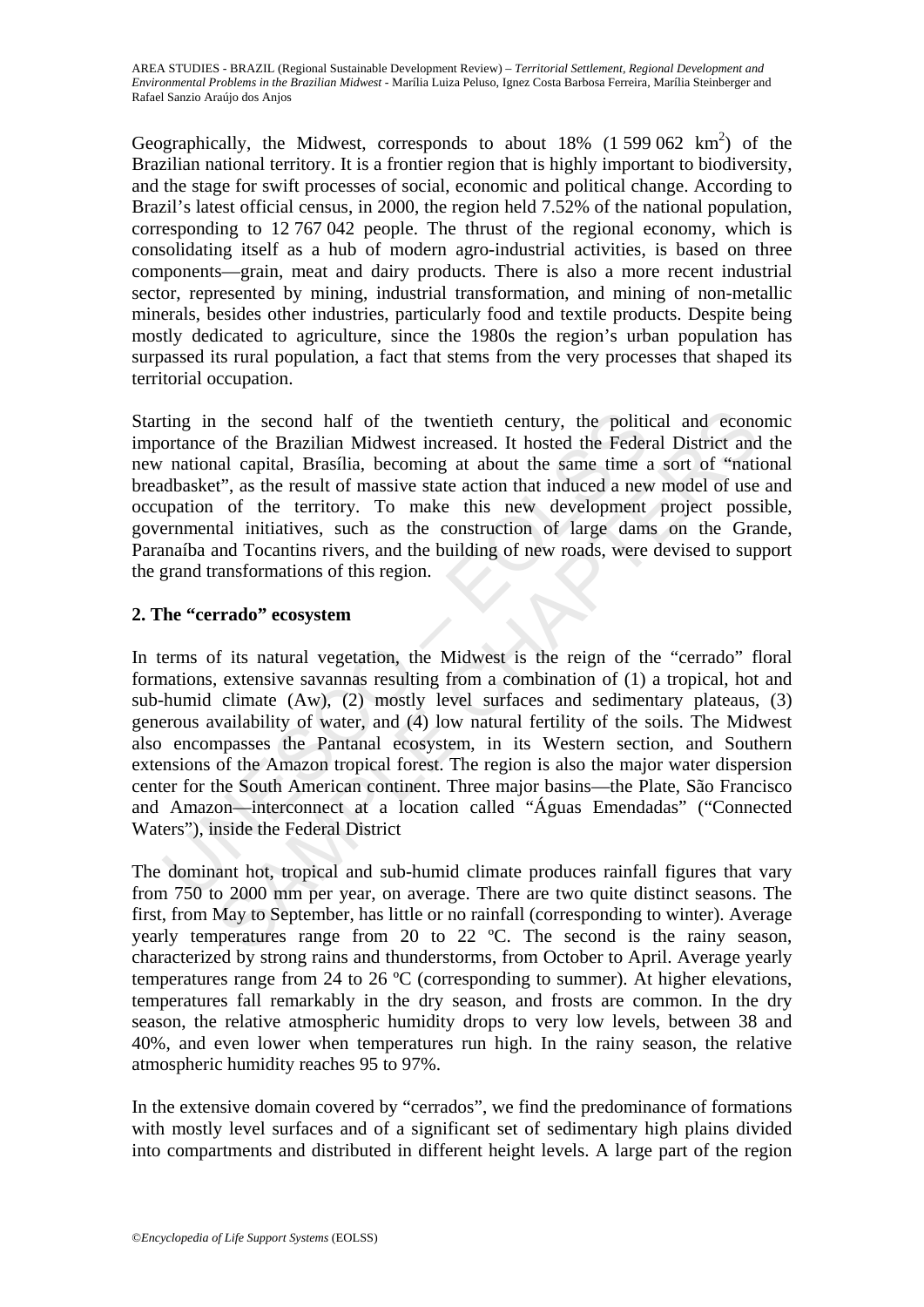Geographically, the Midwest, corresponds to about 18% (1 599 062 km$^2$) of the Brazilian national territory. It is a frontier region that is highly important to biodiversity, and the stage for swift processes of social, economic and political change. According to Brazil's latest official census, in 2000, the region held 7.52% of the national population, corresponding to 12 767 042 people. The thrust of the regional economy, which is consolidating itself as a hub of modern agro-industrial activities, is based on three components—grain, meat and dairy products. There is also a more recent industrial sector, represented by mining, industrial transformation, and mining of non-metallic minerals, besides other industries, particularly food and textile products. Despite being mostly dedicated to agriculture, since the 1980s the region's urban population has surpassed its rural population, a fact that stems from the very processes that shaped its territorial occupation.

Starting in the second half of the twentieth century, the political and economic importance of the Brazilian Midwest increased. It hosted the Federal District and the new national capital, Brasília, becoming at about the same time a sort of "national breadbasket", as the result of massive state action that induced a new model of use and occupation of the territory. To make this new development project possible, governmental initiatives, such as the construction of large dams on the Grande, Paranaíba and Tocantins rivers, and the building of new roads, were devised to support the grand transformations of this region.

## 2. The "cerrado" ecosystem

In terms of its natural vegetation, the Midwest is the reign of the "cerrado" floral formations, extensive savannas resulting from a combination of (1) a tropical, hot and sub-humid climate (Aw), (2) mostly level surfaces and sedimentary plateaus, (3) generous availability of water, and (4) low natural fertility of the soils. The Midwest also encompasses the Pantanal ecosystem, in its Western section, and Southern extensions of the Amazon tropical forest. The region is also the major water dispersion center for the South American continent. Three major basins—the Plate, São Francisco and Amazon—interconnect at a location called "Águas Emendadas" ("Connected Waters"), inside the Federal District

The dominant hot, tropical and sub-humid climate produces rainfall figures that vary from 750 to 2000 mm per year, on average. There are two quite distinct seasons. The first, from May to September, has little or no rainfall (corresponding to winter). Average yearly temperatures range from 20 to 22 ºC. The second is the rainy season, characterized by strong rains and thunderstorms, from October to April. Average yearly temperatures range from 24 to 26 ºC (corresponding to summer). At higher elevations, temperatures fall remarkably in the dry season, and frosts are common. In the dry season, the relative atmospheric humidity drops to very low levels, between 38 and 40%, and even lower when temperatures run high. In the rainy season, the relative atmospheric humidity reaches 95 to 97%.

In the extensive domain covered by "cerrados", we find the predominance of formations with mostly level surfaces and of a significant set of sedimentary high plains divided into compartments and distributed in different height levels. A large part of the region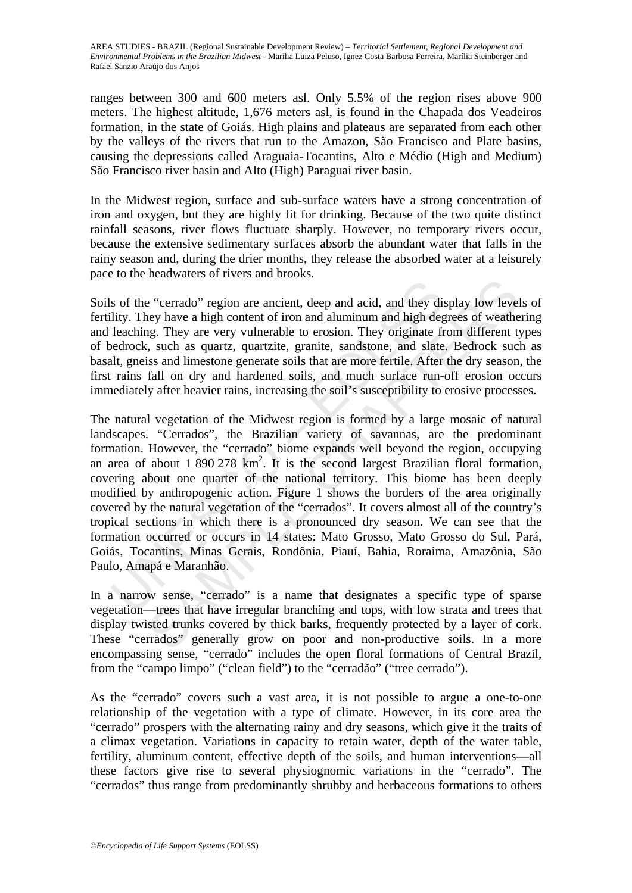ranges between 300 and 600 meters asl. Only 5.5% of the region rises above 900 meters. The highest altitude, 1,676 meters asl, is found in the Chapada dos Veadeiros formation, in the state of Goiás. High plains and plateaus are separated from each other by the valleys of the rivers that run to the Amazon, São Francisco and Plate basins, causing the depressions called Araguaia-Tocantins, Alto e Médio (High and Medium) São Francisco river basin and Alto (High) Paraguai river basin.

In the Midwest region, surface and sub-surface waters have a strong concentration of iron and oxygen, but they are highly fit for drinking. Because of the two quite distinct rainfall seasons, river flows fluctuate sharply. However, no temporary rivers occur, because the extensive sedimentary surfaces absorb the abundant water that falls in the rainy season and, during the drier months, they release the absorbed water at a leisurely pace to the headwaters of rivers and brooks.

Soils of the "cerrado" region are ancient, deep and acid, and they display low levels of fertility. They have a high content of iron and aluminum and high degrees of weathering and leaching. They are very vulnerable to erosion. They originate from different types of bedrock, such as quartz, quartzite, granite, sandstone, and slate. Bedrock such as basalt, gneiss and limestone generate soils that are more fertile. After the dry season, the first rains fall on dry and hardened soils, and much surface run-off erosion occurs immediately after heavier rains, increasing the soil's susceptibility to erosive processes.

The natural vegetation of the Midwest region is formed by a large mosaic of natural landscapes. "Cerrados", the Brazilian variety of savannas, are the predominant formation. However, the "cerrado" biome expands well beyond the region, occupying an area of about 1 890 278 km$^2$. It is the second largest Brazilian floral formation, covering about one quarter of the national territory. This biome has been deeply modified by anthropogenic action. Figure 1 shows the borders of the area originally covered by the natural vegetation of the "cerrados". It covers almost all of the country's tropical sections in which there is a pronounced dry season. We can see that the formation occurred or occurs in 14 states: Mato Grosso, Mato Grosso do Sul, Pará, Goiás, Tocantins, Minas Gerais, Rondônia, Piauí, Bahia, Roraima, Amazônia, São Paulo, Amapá e Maranhão.

In a narrow sense, "cerrado" is a name that designates a specific type of sparse vegetation—trees that have irregular branching and tops, with low strata and trees that display twisted trunks covered by thick barks, frequently protected by a layer of cork. These "cerrados" generally grow on poor and non-productive soils. In a more encompassing sense, "cerrado" includes the open floral formations of Central Brazil, from the "campo limpo" ("clean field") to the "cerradão" ("tree cerrado").

As the "cerrado" covers such a vast area, it is not possible to argue a one-to-one relationship of the vegetation with a type of climate. However, in its core area the "cerrado" prospers with the alternating rainy and dry seasons, which give it the traits of a climax vegetation. Variations in capacity to retain water, depth of the water table, fertility, aluminum content, effective depth of the soils, and human interventions—all these factors give rise to several physiognomic variations in the "cerrado". The "cerrados" thus range from predominantly shrubby and herbaceous formations to others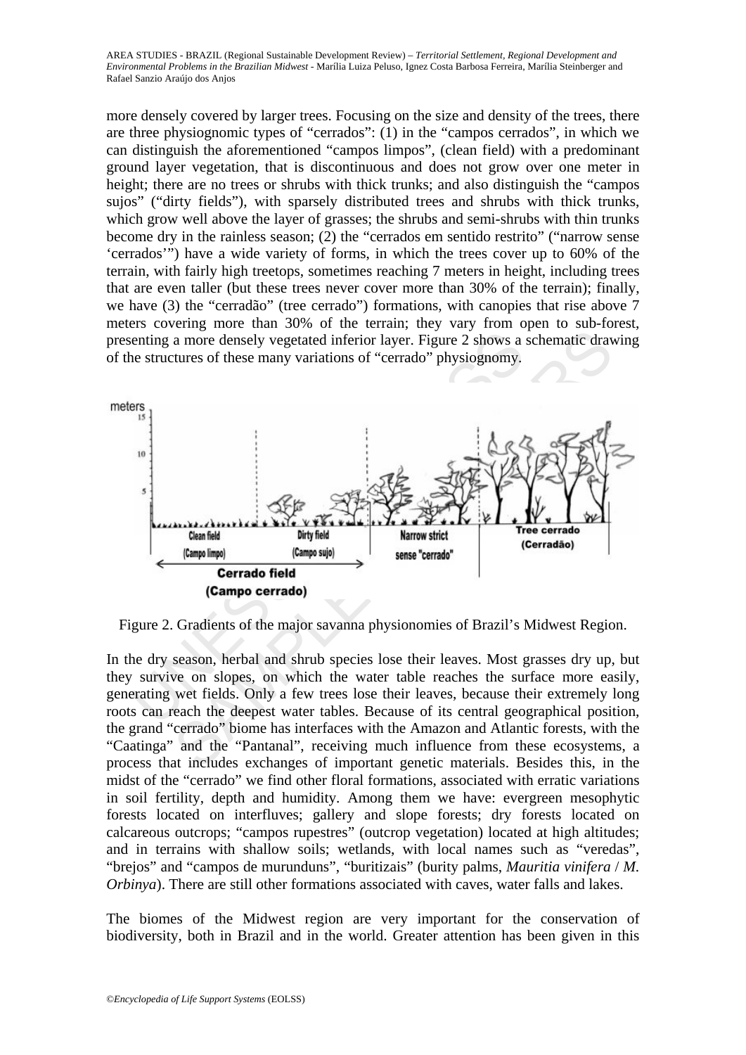more densely covered by larger trees. Focusing on the size and density of the trees, there are three physiognomic types of "cerrados": (1) in the "campos cerrados", in which we can distinguish the aforementioned "campos limpos", (clean field) with a predominant ground layer vegetation, that is discontinuous and does not grow over one meter in height; there are no trees or shrubs with thick trunks; and also distinguish the "campos sujos" ("dirty fields"), with sparsely distributed trees and shrubs with thick trunks, which grow well above the layer of grasses; the shrubs and semi-shrubs with thin trunks become dry in the rainless season; (2) the "cerrados em sentido restrito" ("narrow sense 'cerrados'") have a wide variety of forms, in which the trees cover up to 60% of the terrain, with fairly high treetops, sometimes reaching 7 meters in height, including trees that are even taller (but these trees never cover more than 30% of the terrain); finally, we have (3) the "cerradão" (tree cerrado") formations, with canopies that rise above 7 meters covering more than 30% of the terrain; they vary from open to sub-forest, presenting a more densely vegetated inferior layer. Figure 2 shows a schematic drawing of the structures of these many variations of "cerrado" physiognomy.

Figure 2. Gradients of the major savanna physionomies of Brazil's Midwest Region.

In the dry season, herbal and shrub species lose their leaves. Most grasses dry up, but they survive on slopes, on which the water table reaches the surface more easily, generating wet fields. Only a few trees lose their leaves, because their extremely long roots can reach the deepest water tables. Because of its central geographical position, the grand "cerrado" biome has interfaces with the Amazon and Atlantic forests, with the "Caatinga" and the "Pantanal", receiving much influence from these ecosystems, a process that includes exchanges of important genetic materials. Besides this, in the midst of the "cerrado" we find other floral formations, associated with erratic variations in soil fertility, depth and humidity. Among them we have: evergreen mesophytic forests located on interfluves; gallery and slope forests; dry forests located on calcareous outcrops; "campos rupestres" (outcrop vegetation) located at high altitudes; and in terrains with shallow soils; wetlands, with local names such as "veredas", "brejos" and "campos de murunduns", "buritizais" (burity palms, *Mauritia vinifera* / *M. Orbinya*). There are still other formations associated with caves, water falls and lakes.

The biomes of the Midwest region are very important for the conservation of biodiversity, both in Brazil and in the world. Greater attention has been given in this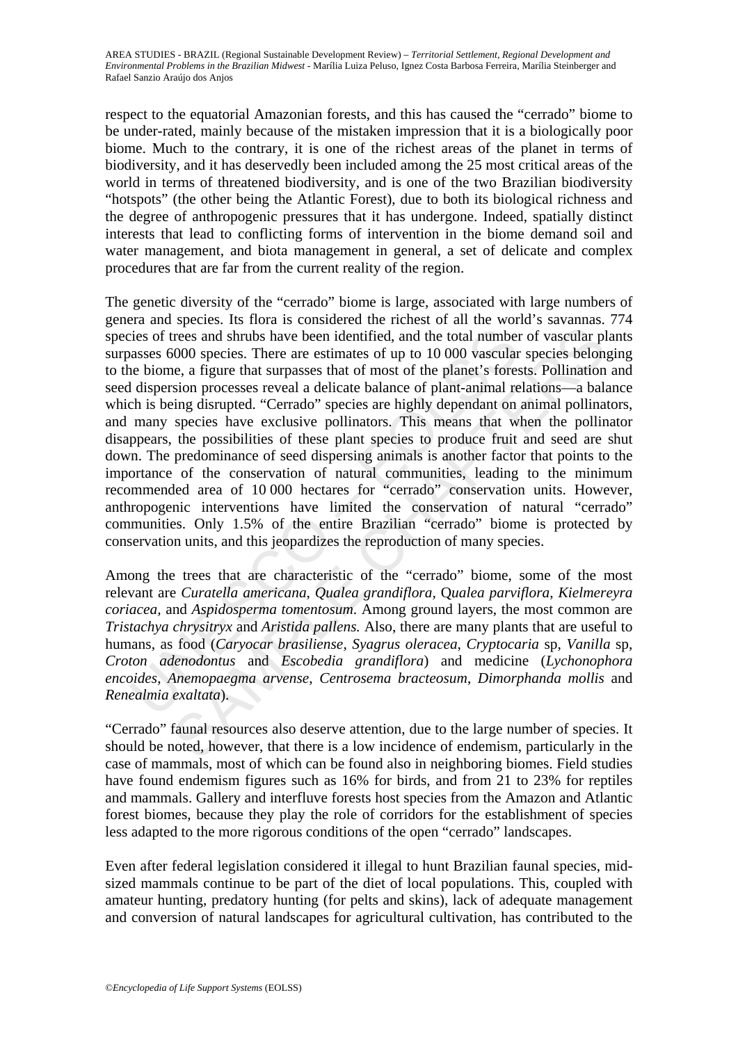respect to the equatorial Amazonian forests, and this has caused the "cerrado" biome to be under-rated, mainly because of the mistaken impression that it is a biologically poor biome. Much to the contrary, it is one of the richest areas of the planet in terms of biodiversity, and it has deservedly been included among the 25 most critical areas of the world in terms of threatened biodiversity, and is one of the two Brazilian biodiversity "hotspots" (the other being the Atlantic Forest), due to both its biological richness and the degree of anthropogenic pressures that it has undergone. Indeed, spatially distinct interests that lead to conflicting forms of intervention in the biome demand soil and water management, and biota management in general, a set of delicate and complex procedures that are far from the current reality of the region.

The genetic diversity of the "cerrado" biome is large, associated with large numbers of genera and species. Its flora is considered the richest of all the world's savannas. 774 species of trees and shrubs have been identified, and the total number of vascular plants surpasses 6000 species. There are estimates of up to 10 000 vascular species belonging to the biome, a figure that surpasses that of most of the planet's forests. Pollination and seed dispersion processes reveal a delicate balance of plant-animal relations—a balance which is being disrupted. "Cerrado" species are highly dependant on animal pollinators, and many species have exclusive pollinators. This means that when the pollinator disappears, the possibilities of these plant species to produce fruit and seed are shut down. The predominance of seed dispersing animals is another factor that points to the importance of the conservation of natural communities, leading to the minimum recommended area of 10 000 hectares for "cerrado" conservation units. However, anthropogenic interventions have limited the conservation of natural "cerrado" communities. Only 1.5% of the entire Brazilian "cerrado" biome is protected by conservation units, and this jeopardizes the reproduction of many species.

Among the trees that are characteristic of the "cerrado" biome, some of the most relevant are *Curatella americana*, *Qualea grandiflora*, *Qualea parviflora*, *Kielmereyra coriacea*, and *Aspidosperma tomentosum*. Among ground layers, the most common are *Tristachya chrysitryx* and *Aristida pallens*. Also, there are many plants that are useful to humans, as food (*Caryocar brasiliense*, *Syagrus oleracea*, *Cryptocaria* sp, *Vanilla* sp, *Croton adenodontus* and *Escobedia grandiflora*) and medicine (*Lychonophora encoides*, *Anemopaegma arvense*, *Centrosema bracteosum*, *Dimorphanda mollis* and *Renealmia exaltata*).

"Cerrado" faunal resources also deserve attention, due to the large number of species. It should be noted, however, that there is a low incidence of endemism, particularly in the case of mammals, most of which can be found also in neighboring biomes. Field studies have found endemism figures such as 16% for birds, and from 21 to 23% for reptiles and mammals. Gallery and interfluve forests host species from the Amazon and Atlantic forest biomes, because they play the role of corridors for the establishment of species less adapted to the more rigorous conditions of the open "cerrado" landscapes.

Even after federal legislation considered it illegal to hunt Brazilian faunal species, mid-sized mammals continue to be part of the diet of local populations. This, coupled with amateur hunting, predatory hunting (for pelts and skins), lack of adequate management and conversion of natural landscapes for agricultural cultivation, has contributed to the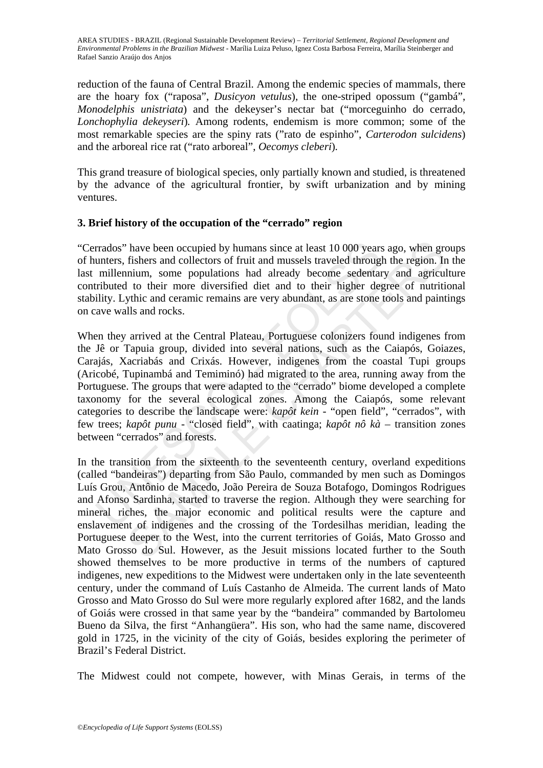reduction of the fauna of Central Brazil. Among the endemic species of mammals, there are the hoary fox ("raposa", *Dusicyon vetulus*), the one-striped opossum ("gambá", *Monodelphis unistriata*) and the dekeyser's nectar bat ("morceguinho do cerrado, *Lonchophylia dekeyseri*). Among rodents, endemism is more common; some of the most remarkable species are the spiny rats ("rato de espinho", *Carterodon sulcidens*) and the arboreal rice rat ("rato arboreal", *Oecomys cleberi*).

This grand treasure of biological species, only partially known and studied, is threatened by the advance of the agricultural frontier, by swift urbanization and by mining ventures.

## 3. Brief history of the occupation of the "cerrado" region

"Cerrados" have been occupied by humans since at least 10 000 years ago, when groups of hunters, fishers and collectors of fruit and mussels traveled through the region. In the last millennium, some populations had already become sedentary and agriculture contributed to their more diversified diet and to their higher degree of nutritional stability. Lythic and ceramic remains are very abundant, as are stone tools and paintings on cave walls and rocks.

When they arrived at the Central Plateau, Portuguese colonizers found indigenes from the Jê or Tapuia group, divided into several nations, such as the Caiapós, Goiazes, Carajás, Xacriabás and Crixás. However, indigenes from the coastal Tupi groups (Aricobé, Tupinambá and Temiminó) had migrated to the area, running away from the Portuguese. The groups that were adapted to the "cerrado" biome developed a complete taxonomy for the several ecological zones. Among the Caiapós, some relevant categories to describe the landscape were: *kapôt kein* - "open field", "cerrados", with few trees; *kapôt punu* - "closed field", with caatinga; *kapôt nô kà* – transition zones between "cerrados" and forests.

In the transition from the sixteenth to the seventeenth century, overland expeditions (called "bandeiras") departing from São Paulo, commanded by men such as Domingos Luís Grou, Antônio de Macedo, João Pereira de Souza Botafogo, Domingos Rodrigues and Afonso Sardinha, started to traverse the region. Although they were searching for mineral riches, the major economic and political results were the capture and enslavement of indigenes and the crossing of the Tordesilhas meridian, leading the Portuguese deeper to the West, into the current territories of Goiás, Mato Grosso and Mato Grosso do Sul. However, as the Jesuit missions located further to the South showed themselves to be more productive in terms of the numbers of captured indigenes, new expeditions to the Midwest were undertaken only in the late seventeenth century, under the command of Luís Castanho de Almeida. The current lands of Mato Grosso and Mato Grosso do Sul were more regularly explored after 1682, and the lands of Goiás were crossed in that same year by the "bandeira" commanded by Bartolomeu Bueno da Silva, the first "Anhangüera". His son, who had the same name, discovered gold in 1725, in the vicinity of the city of Goiás, besides exploring the perimeter of Brazil's Federal District.

The Midwest could not compete, however, with Minas Gerais, in terms of the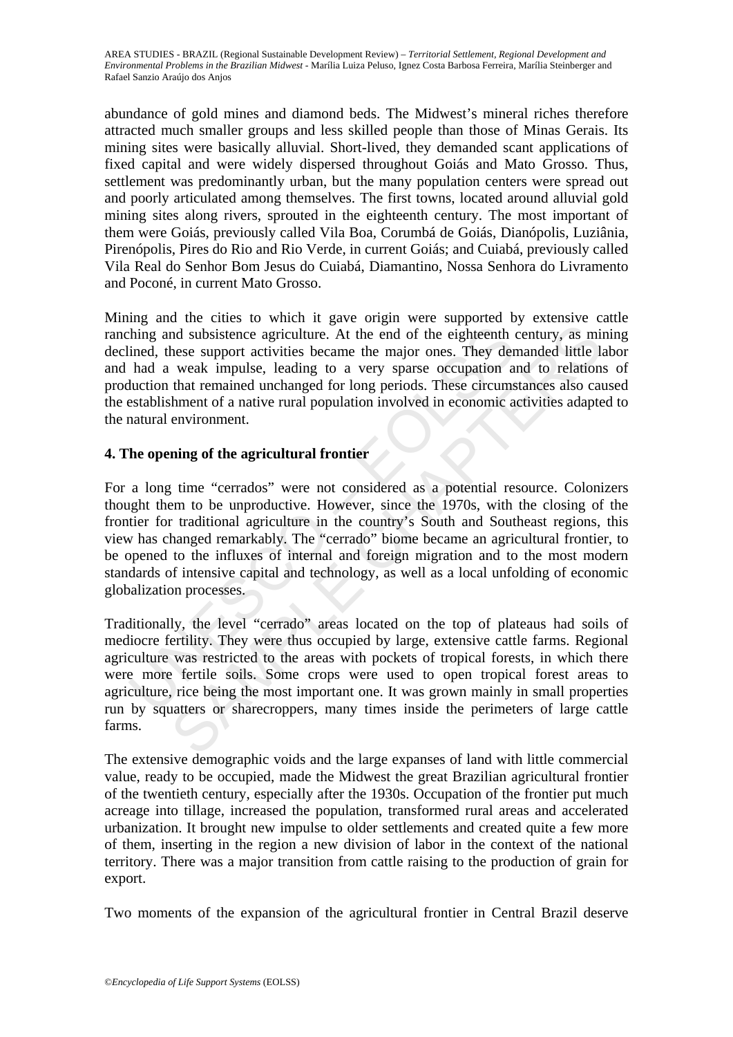abundance of gold mines and diamond beds. The Midwest's mineral riches therefore attracted much smaller groups and less skilled people than those of Minas Gerais. Its mining sites were basically alluvial. Short-lived, they demanded scant applications of fixed capital and were widely dispersed throughout Goiás and Mato Grosso. Thus, settlement was predominantly urban, but the many population centers were spread out and poorly articulated among themselves. The first towns, located around alluvial gold mining sites along rivers, sprouted in the eighteenth century. The most important of them were Goiás, previously called Vila Boa, Corumbá de Goiás, Dianópolis, Luziânia, Pirenópolis, Pires do Rio and Rio Verde, in current Goiás; and Cuiabá, previously called Vila Real do Senhor Bom Jesus do Cuiabá, Diamantino, Nossa Senhora do Livramento and Poconé, in current Mato Grosso.

Mining and the cities to which it gave origin were supported by extensive cattle ranching and subsistence agriculture. At the end of the eighteenth century, as mining declined, these support activities became the major ones. They demanded little labor and had a weak impulse, leading to a very sparse occupation and to relations of production that remained unchanged for long periods. These circumstances also caused the establishment of a native rural population involved in economic activities adapted to the natural environment.

## 4. The opening of the agricultural frontier

For a long time "cerrados" were not considered as a potential resource. Colonizers thought them to be unproductive. However, since the 1970s, with the closing of the frontier for traditional agriculture in the country's South and Southeast regions, this view has changed remarkably. The "cerrado" biome became an agricultural frontier, to be opened to the influxes of internal and foreign migration and to the most modern standards of intensive capital and technology, as well as a local unfolding of economic globalization processes.

Traditionally, the level "cerrado" areas located on the top of plateaus had soils of mediocre fertility. They were thus occupied by large, extensive cattle farms. Regional agriculture was restricted to the areas with pockets of tropical forests, in which there were more fertile soils. Some crops were used to open tropical forest areas to agriculture, rice being the most important one. It was grown mainly in small properties run by squatters or sharecroppers, many times inside the perimeters of large cattle farms.

The extensive demographic voids and the large expanses of land with little commercial value, ready to be occupied, made the Midwest the great Brazilian agricultural frontier of the twentieth century, especially after the 1930s. Occupation of the frontier put much acreage into tillage, increased the population, transformed rural areas and accelerated urbanization. It brought new impulse to older settlements and created quite a few more of them, inserting in the region a new division of labor in the context of the national territory. There was a major transition from cattle raising to the production of grain for export.

Two moments of the expansion of the agricultural frontier in Central Brazil deserve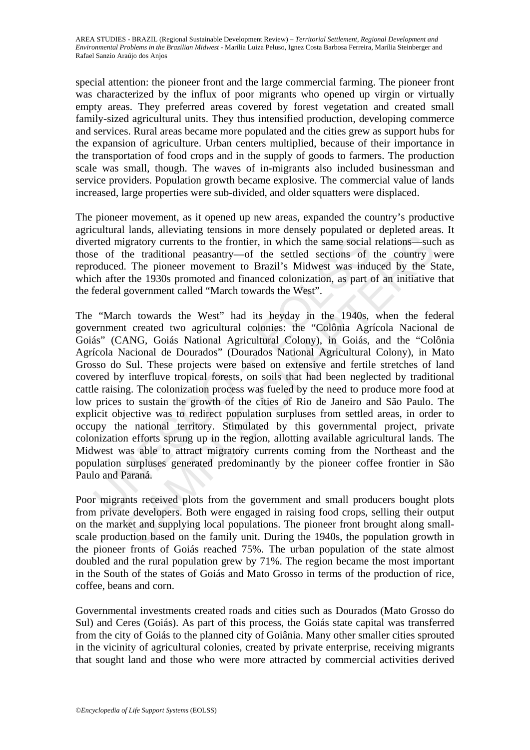special attention: the pioneer front and the large commercial farming. The pioneer front was characterized by the influx of poor migrants who opened up virgin or virtually empty areas. They preferred areas covered by forest vegetation and created small family-sized agricultural units. They thus intensified production, developing commerce and services. Rural areas became more populated and the cities grew as support hubs for the expansion of agriculture. Urban centers multiplied, because of their importance in the transportation of food crops and in the supply of goods to farmers. The production scale was small, though. The waves of in-migrants also included businessman and service providers. Population growth became explosive. The commercial value of lands increased, large properties were sub-divided, and older squatters were displaced.

The pioneer movement, as it opened up new areas, expanded the country's productive agricultural lands, alleviating tensions in more densely populated or depleted areas. It diverted migratory currents to the frontier, in which the same social relations—such as those of the traditional peasantry—of the settled sections of the country were reproduced. The pioneer movement to Brazil's Midwest was induced by the State, which after the 1930s promoted and financed colonization, as part of an initiative that the federal government called "March towards the West".

The "March towards the West" had its heyday in the 1940s, when the federal government created two agricultural colonies: the "Colônia Agrícola Nacional de Goiás" (CANG, Goiás National Agricultural Colony), in Goiás, and the "Colônia Agrícola Nacional de Dourados" (Dourados National Agricultural Colony), in Mato Grosso do Sul. These projects were based on extensive and fertile stretches of land covered by interfluve tropical forests, on soils that had been neglected by traditional cattle raising. The colonization process was fueled by the need to produce more food at low prices to sustain the growth of the cities of Rio de Janeiro and São Paulo. The explicit objective was to redirect population surpluses from settled areas, in order to occupy the national territory. Stimulated by this governmental project, private colonization efforts sprung up in the region, allotting available agricultural lands. The Midwest was able to attract migratory currents coming from the Northeast and the population surpluses generated predominantly by the pioneer coffee frontier in São Paulo and Paraná.

Poor migrants received plots from the government and small producers bought plots from private developers. Both were engaged in raising food crops, selling their output on the market and supplying local populations. The pioneer front brought along small-scale production based on the family unit. During the 1940s, the population growth in the pioneer fronts of Goiás reached 75%. The urban population of the state almost doubled and the rural population grew by 71%. The region became the most important in the South of the states of Goiás and Mato Grosso in terms of the production of rice, coffee, beans and corn.

Governmental investments created roads and cities such as Dourados (Mato Grosso do Sul) and Ceres (Goiás). As part of this process, the Goiás state capital was transferred from the city of Goiás to the planned city of Goiânia. Many other smaller cities sprouted in the vicinity of agricultural colonies, created by private enterprise, receiving migrants that sought land and those who were more attracted by commercial activities derived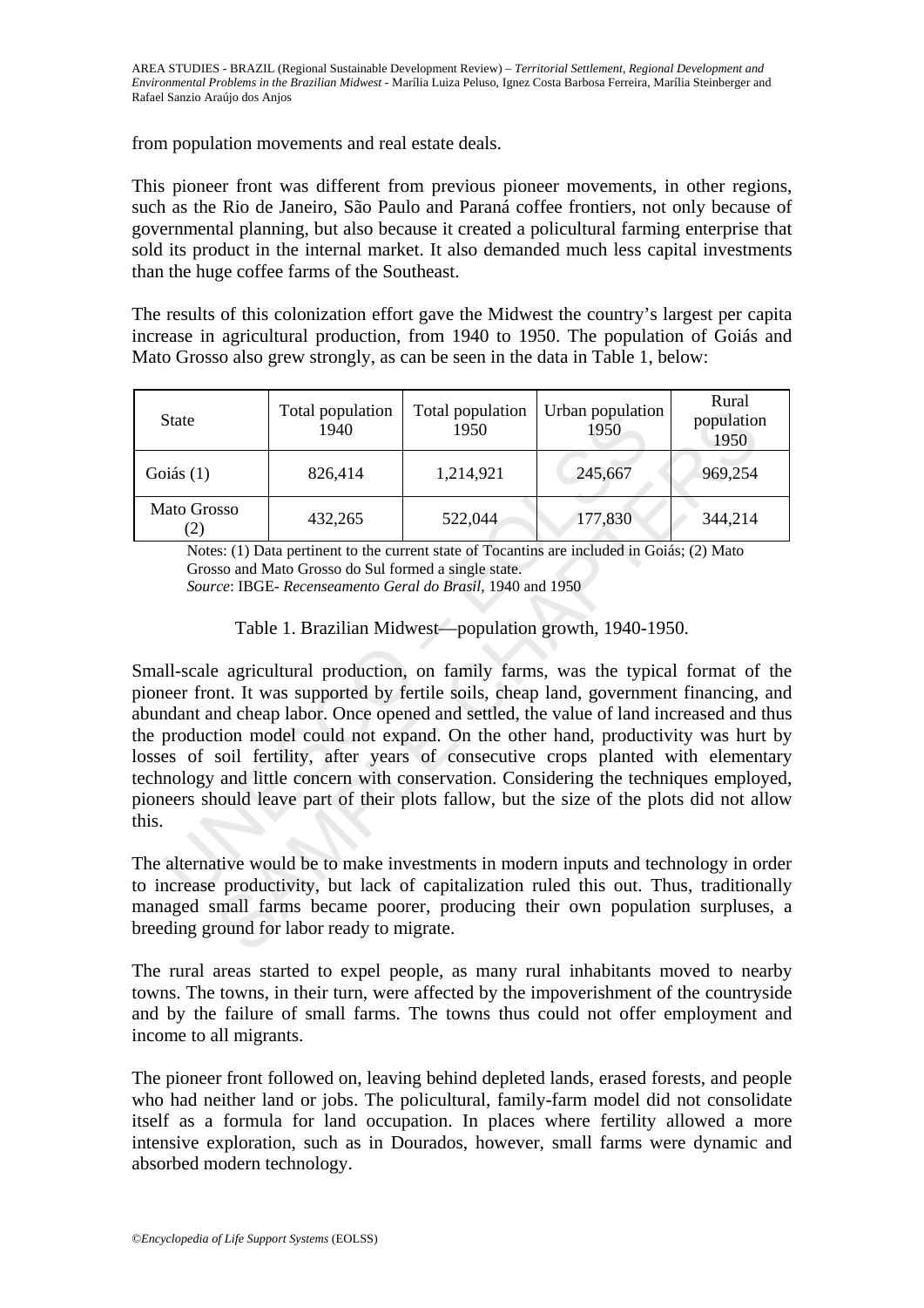from population movements and real estate deals.

This pioneer front was different from previous pioneer movements, in other regions, such as the Rio de Janeiro, São Paulo and Paraná coffee frontiers, not only because of governmental planning, but also because it created a policultural farming enterprise that sold its product in the internal market. It also demanded much less capital investments than the huge coffee farms of the Southeast.

The results of this colonization effort gave the Midwest the country's largest per capita increase in agricultural production, from 1940 to 1950. The population of Goiás and Mato Grosso also grew strongly, as can be seen in the data in Table 1, below:

| State | Total population 1940 | Total population 1950 | Urban population 1950 | Rural population 1950 |
|---|---|---|---|---|
| Goiás (1) | 826,414 | 1,214,921 | 245,667 | 969,254 |
| Mato Grosso (2) | 432,265 | 522,044 | 177,830 | 344,214 |

Notes: (1) Data pertinent to the current state of Tocantins are included in Goiás; (2) Mato Grosso and Mato Grosso do Sul formed a single state.
*Source*: IBGE- *Recenseamento Geral do Brasil*, 1940 and 1950

Table 1. Brazilian Midwest—population growth, 1940-1950.

Small-scale agricultural production, on family farms, was the typical format of the pioneer front. It was supported by fertile soils, cheap land, government financing, and abundant and cheap labor. Once opened and settled, the value of land increased and thus the production model could not expand. On the other hand, productivity was hurt by losses of soil fertility, after years of consecutive crops planted with elementary technology and little concern with conservation. Considering the techniques employed, pioneers should leave part of their plots fallow, but the size of the plots did not allow this.

The alternative would be to make investments in modern inputs and technology in order to increase productivity, but lack of capitalization ruled this out. Thus, traditionally managed small farms became poorer, producing their own population surpluses, a breeding ground for labor ready to migrate.

The rural areas started to expel people, as many rural inhabitants moved to nearby towns. The towns, in their turn, were affected by the impoverishment of the countryside and by the failure of small farms. The towns thus could not offer employment and income to all migrants.

The pioneer front followed on, leaving behind depleted lands, erased forests, and people who had neither land or jobs. The policultural, family-farm model did not consolidate itself as a formula for land occupation. In places where fertility allowed a more intensive exploration, such as in Dourados, however, small farms were dynamic and absorbed modern technology.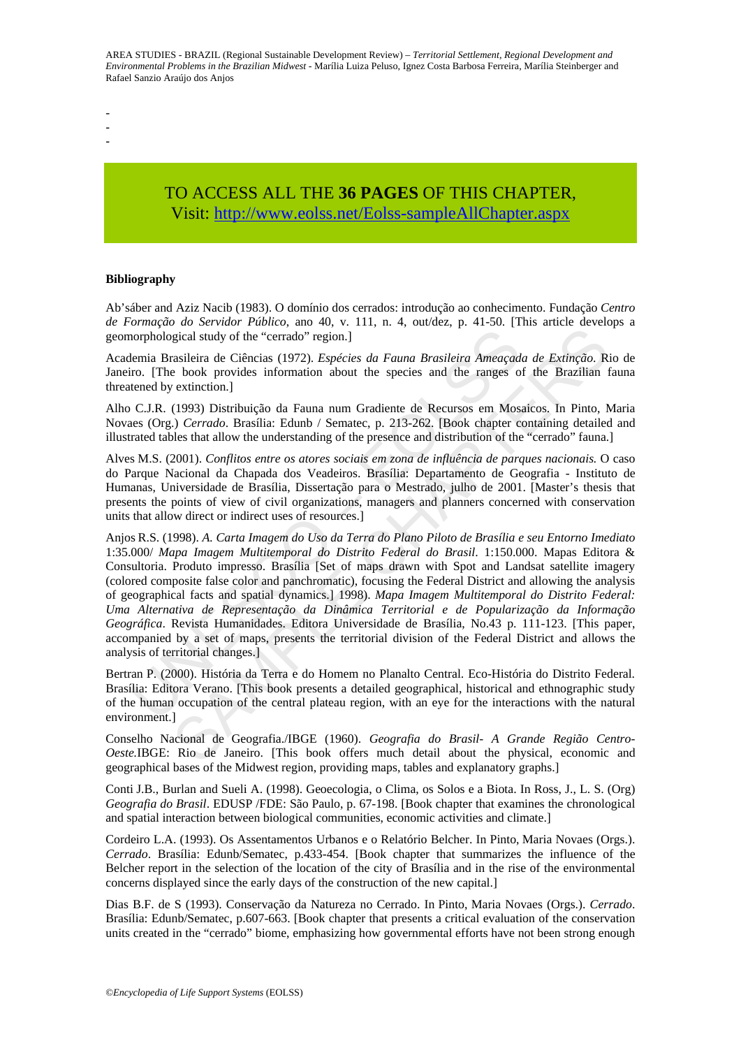-
-
-

TO ACCESS ALL THE **36 PAGES** OF THIS CHAPTER,
Visit: http://www.eolss.net/Eolss-sampleAllChapter.aspx

**Bibliography**

Ab'sáber and Aziz Nacib (1983). O domínio dos cerrados: introdução ao conhecimento. Fundação *Centro de Formação do Servidor Público*, ano 40, v. 111, n. 4, out/dez, p. 41-50. [This article develops a geomorphological study of the "cerrado" region.]

Academia Brasileira de Ciências (1972). *Espécies da Fauna Brasileira Ameaçada de Extinção*. Rio de Janeiro. [The book provides information about the species and the ranges of the Brazilian fauna threatened by extinction.]

Alho C.J.R. (1993) Distribuição da Fauna num Gradiente de Recursos em Mosaicos. In Pinto, Maria Novaes (Org.) *Cerrado*. Brasília: Edunb / Sematec, p. 213-262. [Book chapter containing detailed and illustrated tables that allow the understanding of the presence and distribution of the "cerrado" fauna.]

Alves M.S. (2001). *Conflitos entre os atores sociais em zona de influência de parques nacionais.* O caso do Parque Nacional da Chapada dos Veadeiros. Brasília: Departamento de Geografia - Instituto de Humanas, Universidade de Brasília, Dissertação para o Mestrado, julho de 2001. [Master's thesis that presents the points of view of civil organizations, managers and planners concerned with conservation units that allow direct or indirect uses of resources.]

Anjos R.S. (1998). *A. Carta Imagem do Uso da Terra do Plano Piloto de Brasília e seu Entorno Imediato* 1:35.000/ *Mapa Imagem Multitemporal do Distrito Federal do Brasil*. 1:150.000. Mapas Editora & Consultoria. Produto impresso. Brasília [Set of maps drawn with Spot and Landsat satellite imagery (colored composite false color and panchromatic), focusing the Federal District and allowing the analysis of geographical facts and spatial dynamics.] 1998). *Mapa Imagem Multitemporal do Distrito Federal: Uma Alternativa de Representação da Dinâmica Territorial e de Popularização da Informação Geográfica*. Revista Humanidades. Editora Universidade de Brasília, No.43 p. 111-123. [This paper, accompanied by a set of maps, presents the territorial division of the Federal District and allows the analysis of territorial changes.]

Bertran P. (2000). História da Terra e do Homem no Planalto Central. Eco-História do Distrito Federal. Brasília: Editora Verano. [This book presents a detailed geographical, historical and ethnographic study of the human occupation of the central plateau region, with an eye for the interactions with the natural environment.]

Conselho Nacional de Geografia./IBGE (1960). *Geografia do Brasil- A Grande Região Centro-Oeste.*IBGE: Rio de Janeiro. [This book offers much detail about the physical, economic and geographical bases of the Midwest region, providing maps, tables and explanatory graphs.]

Conti J.B., Burlan and Sueli A. (1998). Geoecologia, o Clima, os Solos e a Biota. In Ross, J., L. S. (Org) *Geografia do Brasil*. EDUSP /FDE: São Paulo, p. 67-198. [Book chapter that examines the chronological and spatial interaction between biological communities, economic activities and climate.]

Cordeiro L.A. (1993). Os Assentamentos Urbanos e o Relatório Belcher. In Pinto, Maria Novaes (Orgs.). *Cerrado*. Brasília: Edunb/Sematec, p.433-454. [Book chapter that summarizes the influence of the Belcher report in the selection of the location of the city of Brasília and in the rise of the environmental concerns displayed since the early days of the construction of the new capital.]

Dias B.F. de S (1993). Conservação da Natureza no Cerrado. In Pinto, Maria Novaes (Orgs.). *Cerrado*. Brasília: Edunb/Sematec, p.607-663. [Book chapter that presents a critical evaluation of the conservation units created in the "cerrado" biome, emphasizing how governmental efforts have not been strong enough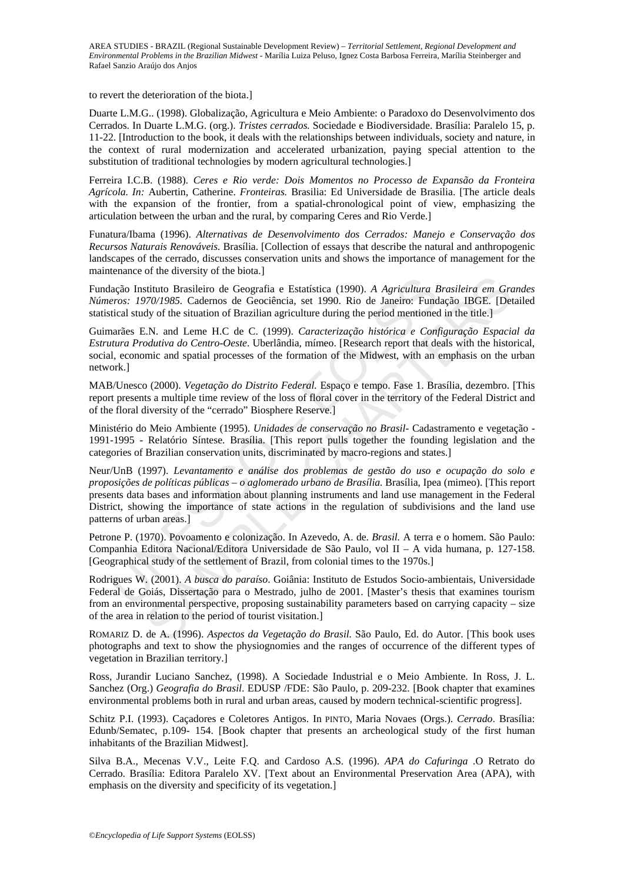to revert the deterioration of the biota.]

Duarte L.M.G.. (1998). Globalização, Agricultura e Meio Ambiente: o Paradoxo do Desenvolvimento dos Cerrados. In Duarte L.M.G. (org.). *Tristes cerrados.* Sociedade e Biodiversidade. Brasília: Paralelo 15, p. 11-22. [Introduction to the book, it deals with the relationships between individuals, society and nature, in the context of rural modernization and accelerated urbanization, paying special attention to the substitution of traditional technologies by modern agricultural technologies.]

Ferreira I.C.B. (1988). *Ceres e Rio verde: Dois Momentos no Processo de Expansão da Fronteira Agrícola. In:* Aubertin, Catherine. *Fronteiras.* Brasilia: Ed Universidade de Brasilia. [The article deals with the expansion of the frontier, from a spatial-chronological point of view, emphasizing the articulation between the urban and the rural, by comparing Ceres and Rio Verde.]

Funatura/Ibama (1996). *Alternativas de Desenvolvimento dos Cerrados: Manejo e Conservação dos Recursos Naturais Renováveis.* Brasília. [Collection of essays that describe the natural and anthropogenic landscapes of the cerrado, discusses conservation units and shows the importance of management for the maintenance of the diversity of the biota.]

Fundação Instituto Brasileiro de Geografia e Estatística (1990). *A Agricultura Brasileira em Grandes Números: 1970/1985.* Cadernos de Geociência, set 1990. Rio de Janeiro: Fundação IBGE. [Detailed statistical study of the situation of Brazilian agriculture during the period mentioned in the title.]

Guimarães E.N. and Leme H.C de C. (1999). *Caracterização histórica e Configuração Espacial da Estrutura Produtiva do Centro-Oeste.* Uberlândia, mímeo. [Research report that deals with the historical, social, economic and spatial processes of the formation of the Midwest, with an emphasis on the urban network.]

MAB/Unesco (2000). *Vegetação do Distrito Federal.* Espaço e tempo. Fase 1. Brasília, dezembro. [This report presents a multiple time review of the loss of floral cover in the territory of the Federal District and of the floral diversity of the "cerrado" Biosphere Reserve.]

Ministério do Meio Ambiente (1995). *Unidades de conservação no Brasil*- Cadastramento e vegetação - 1991-1995 - Relatório Síntese. Brasília. [This report pulls together the founding legislation and the categories of Brazilian conservation units, discriminated by macro-regions and states.]

Neur/UnB (1997). *Levantamento e análise dos problemas de gestão do uso e ocupação do solo e proposições de políticas públicas – o aglomerado urbano de Brasília.* Brasília, Ipea (mimeo). [This report presents data bases and information about planning instruments and land use management in the Federal District, showing the importance of state actions in the regulation of subdivisions and the land use patterns of urban areas.]

Petrone P. (1970). Povoamento e colonização. In Azevedo, A. de. *Brasil.* A terra e o homem. São Paulo: Companhia Editora Nacional/Editora Universidade de São Paulo, vol II – A vida humana, p. 127-158. [Geographical study of the settlement of Brazil, from colonial times to the 1970s.]

Rodrigues W. (2001). *A busca do paraíso*. Goiânia: Instituto de Estudos Socio-ambientais, Universidade Federal de Goiás, Dissertação para o Mestrado, julho de 2001. [Master's thesis that examines tourism from an environmental perspective, proposing sustainability parameters based on carrying capacity – size of the area in relation to the period of tourist visitation.]

Romariz D. de A. (1996). *Aspectos da Vegetação do Brasil.* São Paulo, Ed. do Autor. [This book uses photographs and text to show the physiognomies and the ranges of occurrence of the different types of vegetation in Brazilian territory.]

Ross, Jurandir Luciano Sanchez, (1998). A Sociedade Industrial e o Meio Ambiente. In Ross, J. L. Sanchez (Org.) *Geografia do Brasil*. EDUSP /FDE: São Paulo, p. 209-232. [Book chapter that examines environmental problems both in rural and urban areas, caused by modern technical-scientific progress].

Schitz P.I. (1993). Caçadores e Coletores Antigos. In Pinto, Maria Novaes (Orgs.). *Cerrado*. Brasília: Edunb/Sematec, p.109- 154. [Book chapter that presents an archeological study of the first human inhabitants of the Brazilian Midwest].

Silva B.A., Mecenas V.V., Leite F.Q. and Cardoso A.S. (1996). *APA do Cafuringa* .O Retrato do Cerrado. Brasília: Editora Paralelo XV. [Text about an Environmental Preservation Area (APA), with emphasis on the diversity and specificity of its vegetation.]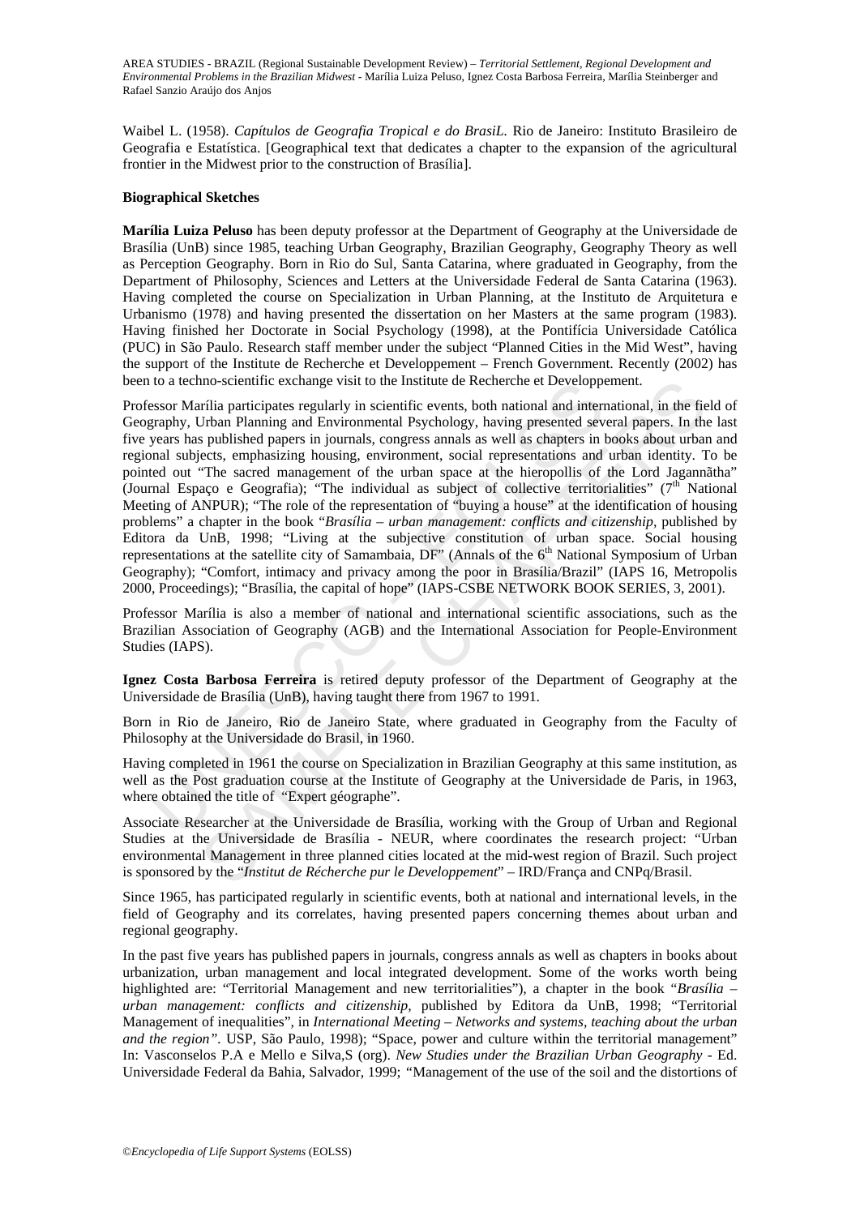Waibel L. (1958). *Capítulos de Geografia Tropical e do BrasiL*. Rio de Janeiro: Instituto Brasileiro de Geografia e Estatística. [Geographical text that dedicates a chapter to the expansion of the agricultural frontier in the Midwest prior to the construction of Brasília].

**Biographical Sketches**

**Marília Luiza Peluso** has been deputy professor at the Department of Geography at the Universidade de Brasília (UnB) since 1985, teaching Urban Geography, Brazilian Geography, Geography Theory as well as Perception Geography. Born in Rio do Sul, Santa Catarina, where graduated in Geography, from the Department of Philosophy, Sciences and Letters at the Universidade Federal de Santa Catarina (1963). Having completed the course on Specialization in Urban Planning, at the Instituto de Arquitetura e Urbanismo (1978) and having presented the dissertation on her Masters at the same program (1983). Having finished her Doctorate in Social Psychology (1998), at the Pontifícia Universidade Católica (PUC) in São Paulo. Research staff member under the subject "Planned Cities in the Mid West", having the support of the Institute de Recherche et Developpement – French Government. Recently (2002) has been to a techno-scientific exchange visit to the Institute de Recherche et Developpement.

Professor Marília participates regularly in scientific events, both national and international, in the field of Geography, Urban Planning and Environmental Psychology, having presented several papers. In the last five years has published papers in journals, congress annals as well as chapters in books about urban and regional subjects, emphasizing housing, environment, social representations and urban identity. To be pointed out "The sacred management of the urban space at the hieropollis of the Lord Jagannãtha" (Journal Espaço e Geografia); "The individual as subject of collective territorialities" (7th National Meeting of ANPUR); "The role of the representation of "buying a house" at the identification of housing problems" a chapter in the book "*Brasília – urban management: conflicts and citizenship*, published by Editora da UnB, 1998; "Living at the subjective constitution of urban space. Social housing representations at the satellite city of Samambaia, DF" (Annals of the 6th National Symposium of Urban Geography); "Comfort, intimacy and privacy among the poor in Brasília/Brazil" (IAPS 16, Metropolis 2000, Proceedings); "Brasília, the capital of hope" (IAPS-CSBE NETWORK BOOK SERIES, 3, 2001).

Professor Marília is also a member of national and international scientific associations, such as the Brazilian Association of Geography (AGB) and the International Association for People-Environment Studies (IAPS).

**Ignez Costa Barbosa Ferreira** is retired deputy professor of the Department of Geography at the Universidade de Brasília (UnB), having taught there from 1967 to 1991.

Born in Rio de Janeiro, Rio de Janeiro State, where graduated in Geography from the Faculty of Philosophy at the Universidade do Brasil, in 1960.

Having completed in 1961 the course on Specialization in Brazilian Geography at this same institution, as well as the Post graduation course at the Institute of Geography at the Universidade de Paris, in 1963, where obtained the title of "Expert géographe".

Associate Researcher at the Universidade de Brasília, working with the Group of Urban and Regional Studies at the Universidade de Brasília - NEUR, where coordinates the research project: "Urban environmental Management in three planned cities located at the mid-west region of Brazil. Such project is sponsored by the "*Institut de Récherche pur le Developpement*" – IRD/França and CNPq/Brasil.

Since 1965, has participated regularly in scientific events, both at national and international levels, in the field of Geography and its correlates, having presented papers concerning themes about urban and regional geography.

In the past five years has published papers in journals, congress annals as well as chapters in books about urbanization, urban management and local integrated development. Some of the works worth being highlighted are: "Territorial Management and new territorialities"), a chapter in the book "*Brasília – urban management: conflicts and citizenship*, published by Editora da UnB, 1998; "Territorial Management of inequalities", in *International Meeting – Networks and systems, teaching about the urban and the region"*. USP, São Paulo, 1998); "Space, power and culture within the territorial management" In: Vasconselos P.A e Mello e Silva,S (org). *New Studies under the Brazilian Urban Geography* - Ed. Universidade Federal da Bahia, Salvador, 1999; "Management of the use of the soil and the distortions of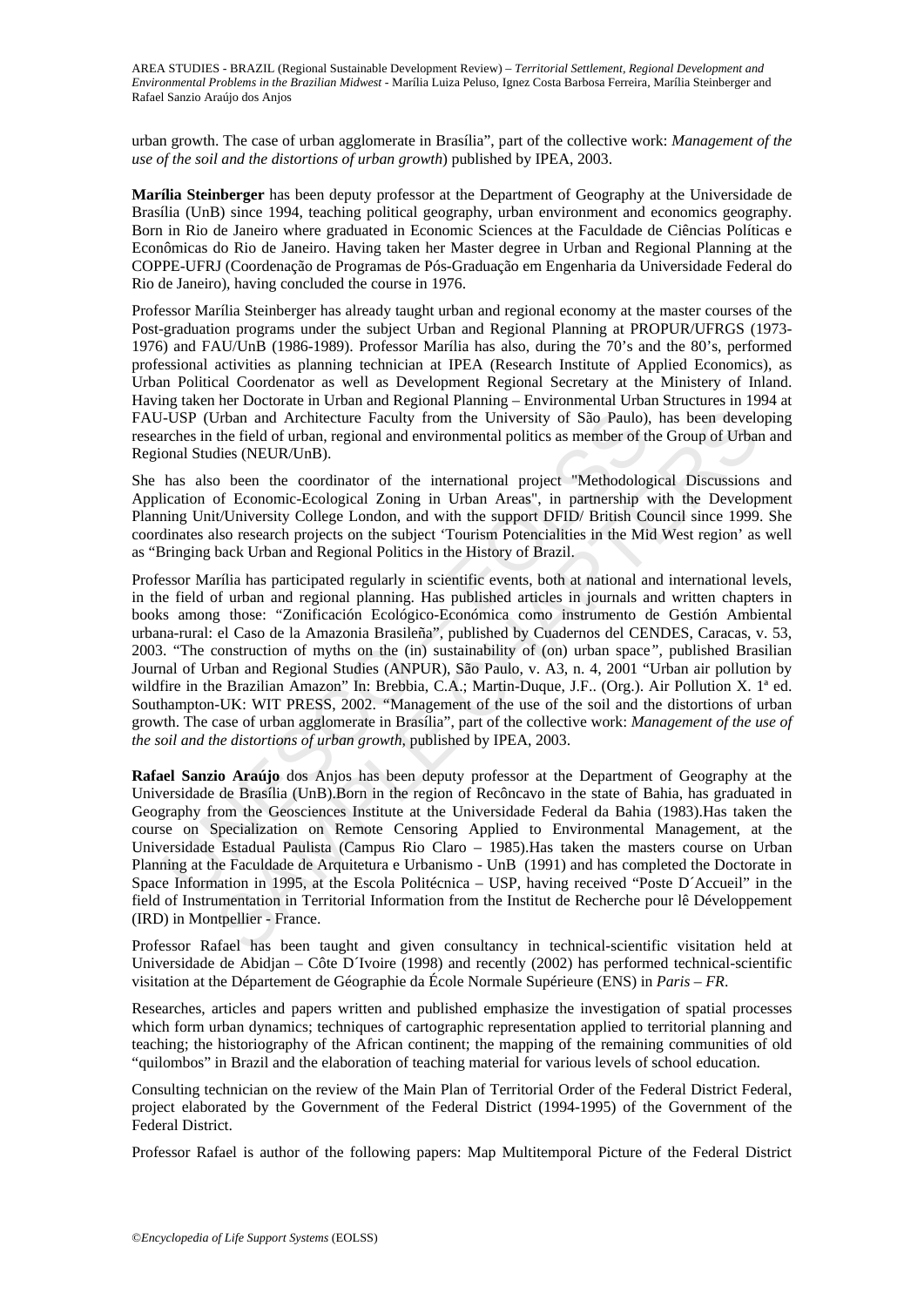urban growth. The case of urban agglomerate in Brasília", part of the collective work: *Management of the use of the soil and the distortions of urban growth*) published by IPEA, 2003.

**Marília Steinberger** has been deputy professor at the Department of Geography at the Universidade de Brasília (UnB) since 1994, teaching political geography, urban environment and economics geography. Born in Rio de Janeiro where graduated in Economic Sciences at the Faculdade de Ciências Políticas e Econômicas do Rio de Janeiro. Having taken her Master degree in Urban and Regional Planning at the COPPE-UFRJ (Coordenação de Programas de Pós-Graduação em Engenharia da Universidade Federal do Rio de Janeiro), having concluded the course in 1976.

Professor Marília Steinberger has already taught urban and regional economy at the master courses of the Post-graduation programs under the subject Urban and Regional Planning at PROPUR/UFRGS (1973-1976) and FAU/UnB (1986-1989). Professor Marília has also, during the 70's and the 80's, performed professional activities as planning technician at IPEA (Research Institute of Applied Economics), as Urban Political Coordenator as well as Development Regional Secretary at the Ministery of Inland. Having taken her Doctorate in Urban and Regional Planning – Environmental Urban Structures in 1994 at FAU-USP (Urban and Architecture Faculty from the University of São Paulo), has been developing researches in the field of urban, regional and environmental politics as member of the Group of Urban and Regional Studies (NEUR/UnB).

She has also been the coordinator of the international project "Methodological Discussions and Application of Economic-Ecological Zoning in Urban Areas", in partnership with the Development Planning Unit/University College London, and with the support DFID/ British Council since 1999. She coordinates also research projects on the subject 'Tourism Potencialities in the Mid West region' as well as "Bringing back Urban and Regional Politics in the History of Brazil.

Professor Marília has participated regularly in scientific events, both at national and international levels, in the field of urban and regional planning. Has published articles in journals and written chapters in books among those: "Zonificación Ecológico-Económica como instrumento de Gestión Ambiental urbana-rural: el Caso de la Amazonia Brasileña", published by Cuadernos del CENDES, Caracas, v. 53, 2003. "The construction of myths on the (in) sustainability of (on) urban space", published Brasilian Journal of Urban and Regional Studies (ANPUR), São Paulo, v. A3, n. 4, 2001 "Urban air pollution by wildfire in the Brazilian Amazon" In: Brebbia, C.A.; Martin-Duque, J.F.. (Org.). Air Pollution X. 1ª ed. Southampton-UK: WIT PRESS, 2002. "Management of the use of the soil and the distortions of urban growth. The case of urban agglomerate in Brasília", part of the collective work: *Management of the use of the soil and the distortions of urban growth*, published by IPEA, 2003.

**Rafael Sanzio Araújo** dos Anjos has been deputy professor at the Department of Geography at the Universidade de Brasília (UnB).Born in the region of Recôncavo in the state of Bahia, has graduated in Geography from the Geosciences Institute at the Universidade Federal da Bahia (1983).Has taken the course on Specialization on Remote Censoring Applied to Environmental Management, at the Universidade Estadual Paulista (Campus Rio Claro – 1985).Has taken the masters course on Urban Planning at the Faculdade de Arquitetura e Urbanismo - UnB (1991) and has completed the Doctorate in Space Information in 1995, at the Escola Politécnica – USP, having received "Poste D´Accueil" in the field of Instrumentation in Territorial Information from the Institut de Recherche pour lê Développement (IRD) in Montpellier - France.

Professor Rafael has been taught and given consultancy in technical-scientific visitation held at Universidade de Abidjan – Côte D´Ivoire (1998) and recently (2002) has performed technical-scientific visitation at the Département de Géographie da École Normale Supérieure (ENS) in *Paris – FR*.

Researches, articles and papers written and published emphasize the investigation of spatial processes which form urban dynamics; techniques of cartographic representation applied to territorial planning and teaching; the historiography of the African continent; the mapping of the remaining communities of old "quilombos" in Brazil and the elaboration of teaching material for various levels of school education.

Consulting technician on the review of the Main Plan of Territorial Order of the Federal District Federal, project elaborated by the Government of the Federal District (1994-1995) of the Government of the Federal District.

Professor Rafael is author of the following papers: Map Multitemporal Picture of the Federal District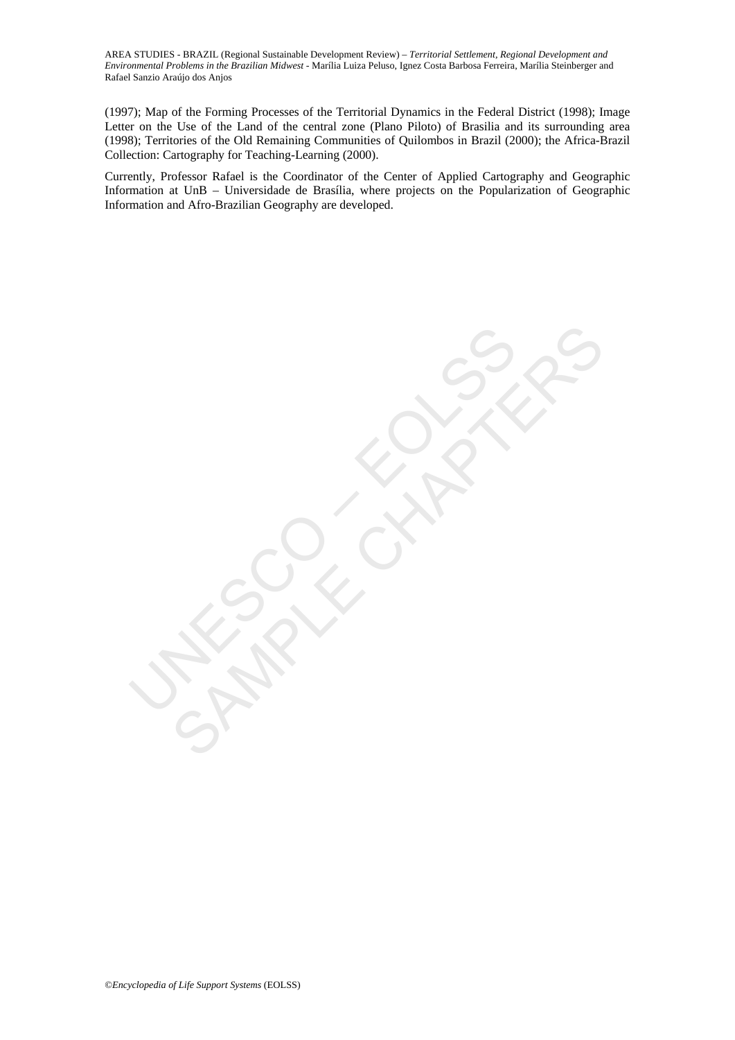(1997); Map of the Forming Processes of the Territorial Dynamics in the Federal District (1998); Image Letter on the Use of the Land of the central zone (Plano Piloto) of Brasilia and its surrounding area (1998); Territories of the Old Remaining Communities of Quilombos in Brazil (2000); the Africa-Brazil Collection: Cartography for Teaching-Learning (2000).

Currently, Professor Rafael is the Coordinator of the Center of Applied Cartography and Geographic Information at UnB – Universidade de Brasília, where projects on the Popularization of Geographic Information and Afro-Brazilian Geography are developed.